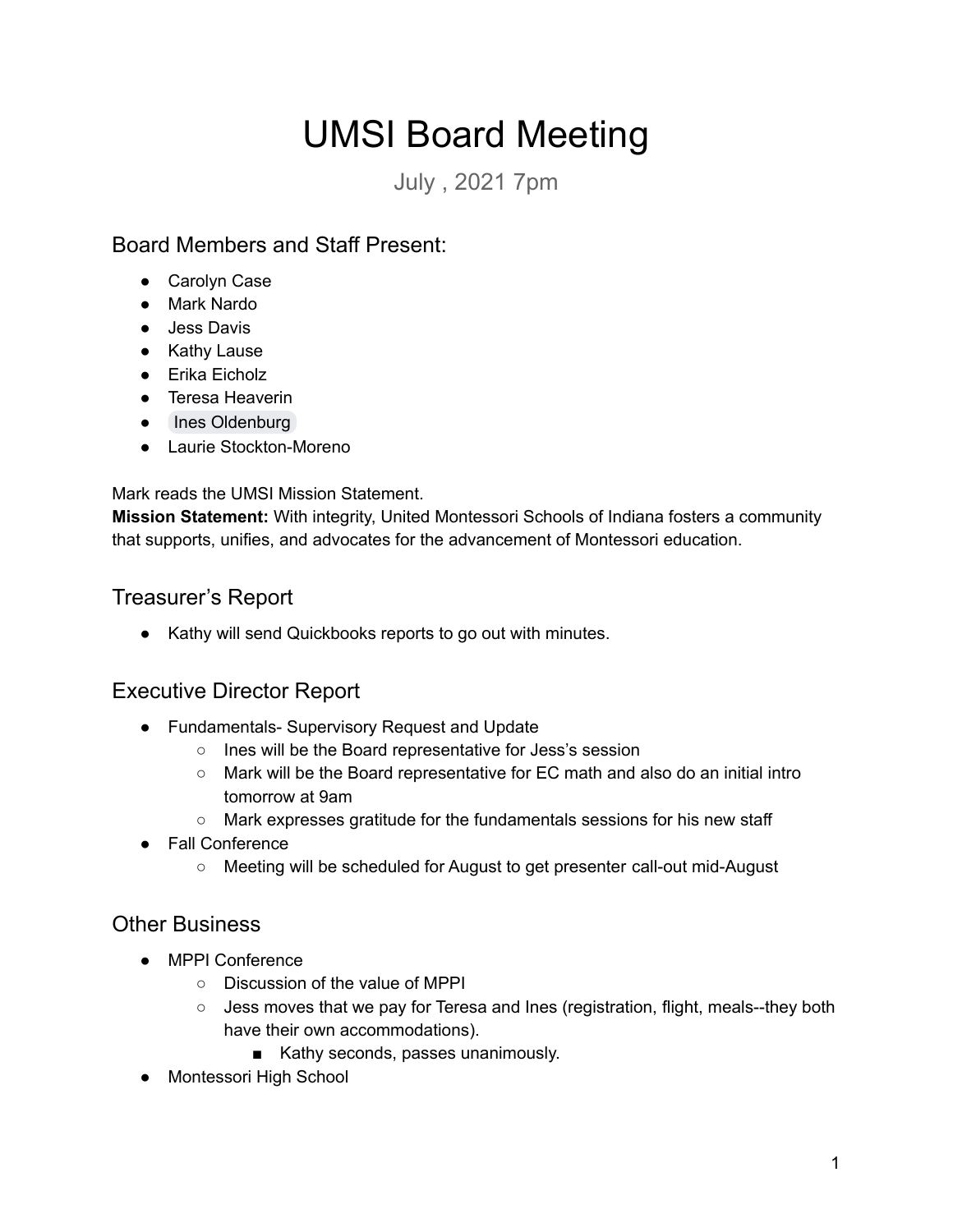# UMSI Board Meeting

July , 2021 7pm

## Board Members and Staff Present:

- Carolyn Case
- Mark Nardo
- Jess Davis
- Kathy Lause
- Erika Eicholz
- Teresa Heaverin
- Ines Oldenburg
- Laurie Stockton-Moreno

Mark reads the UMSI Mission Statement.

**Mission Statement:** With integrity, United Montessori Schools of Indiana fosters a community that supports, unifies, and advocates for the advancement of Montessori education.

## Treasurer's Report

- Kathy will send Quickbooks reports to go out with minutes.

## Executive Director Report

- Fundamentals- Supervisory Request and Update
  - Ines will be the Board representative for Jess's session
  - Mark will be the Board representative for EC math and also do an initial intro tomorrow at 9am
  - Mark expresses gratitude for the fundamentals sessions for his new staff
- Fall Conference
  - Meeting will be scheduled for August to get presenter call-out mid-August

## Other Business

- MPPI Conference
  - Discussion of the value of MPPI
  - Jess moves that we pay for Teresa and Ines (registration, flight, meals--they both have their own accommodations).
    - Kathy seconds, passes unanimously.
- Montessori High School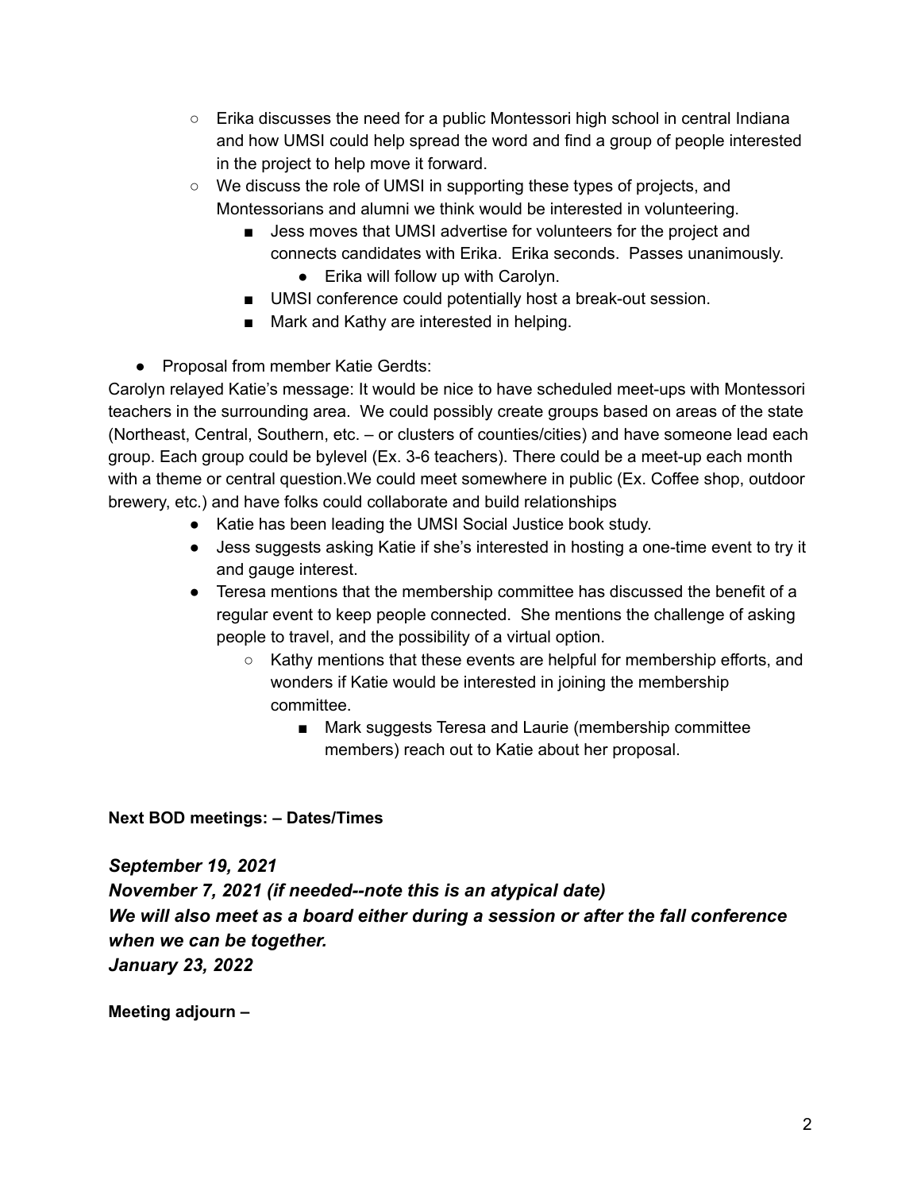- Erika discusses the need for a public Montessori high school in central Indiana and how UMSI could help spread the word and find a group of people interested in the project to help move it forward.
    - We discuss the role of UMSI in supporting these types of projects, and Montessorians and alumni we think would be interested in volunteering.
        - Jess moves that UMSI advertise for volunteers for the project and connects candidates with Erika. Erika seconds. Passes unanimously.
            - Erika will follow up with Carolyn.
        - UMSI conference could potentially host a break-out session.
        - Mark and Kathy are interested in helping.

- Proposal from member Katie Gerdts:

Carolyn relayed Katie's message: It would be nice to have scheduled meet-ups with Montessori teachers in the surrounding area. We could possibly create groups based on areas of the state (Northeast, Central, Southern, etc. – or clusters of counties/cities) and have someone lead each group. Each group could be bylevel (Ex. 3-6 teachers). There could be a meet-up each month with a theme or central question.We could meet somewhere in public (Ex. Coffee shop, outdoor brewery, etc.) and have folks could collaborate and build relationships

- Katie has been leading the UMSI Social Justice book study.
- Jess suggests asking Katie if she's interested in hosting a one-time event to try it and gauge interest.
- Teresa mentions that the membership committee has discussed the benefit of a regular event to keep people connected. She mentions the challenge of asking people to travel, and the possibility of a virtual option.
    - Kathy mentions that these events are helpful for membership efforts, and wonders if Katie would be interested in joining the membership committee.
        - Mark suggests Teresa and Laurie (membership committee members) reach out to Katie about her proposal.

**Next BOD meetings: – Dates/Times**

***September 19, 2021***
***November 7, 2021 (if needed--note this is an atypical date)***
***We will also meet as a board either during a session or after the fall conference when we can be together.***
***January 23, 2022***

**Meeting adjourn –**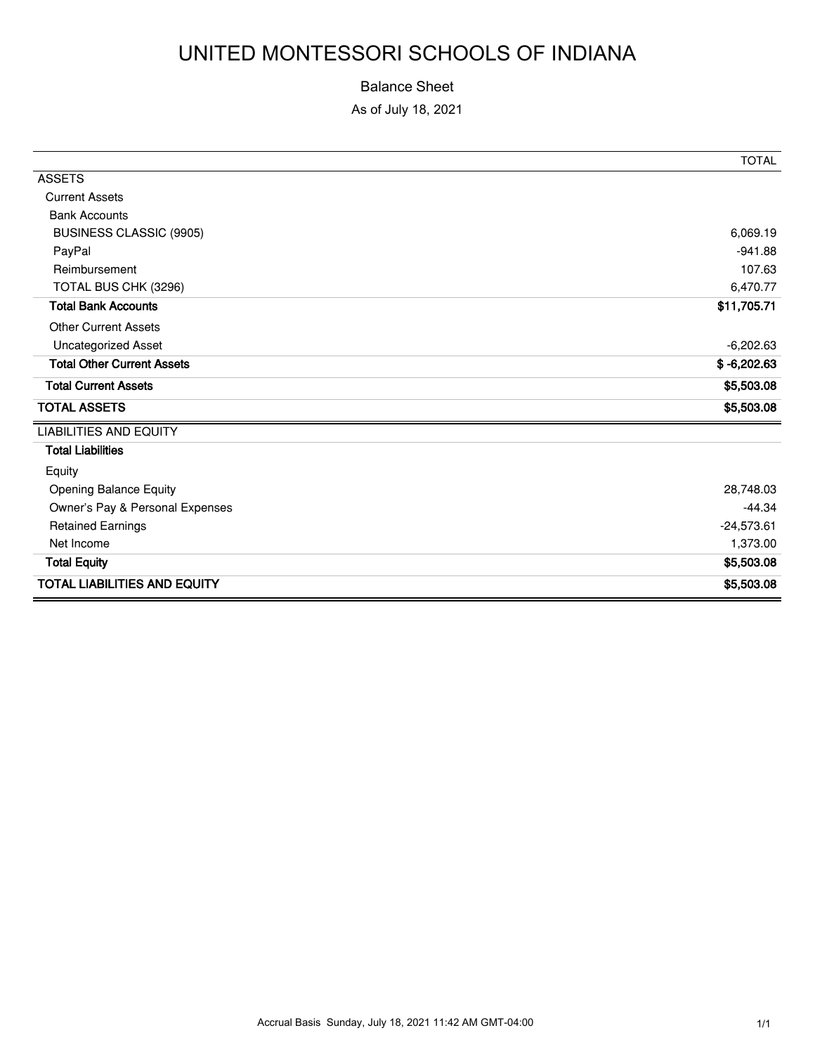# UNITED MONTESSORI SCHOOLS OF INDIANA

Balance Sheet

As of July 18, 2021

| | TOTAL |
|---|---|
| ASSETS | |
| Current Assets | |
| Bank Accounts | |
| BUSINESS CLASSIC (9905) | 6,069.19 |
| PayPal | -941.88 |
| Reimbursement | 107.63 |
| TOTAL BUS CHK (3296) | 6,470.77 |
| **Total Bank Accounts** | **$11,705.71** |
| Other Current Assets | |
| Uncategorized Asset | -6,202.63 |
| **Total Other Current Assets** | **$ -6,202.63** |
| **Total Current Assets** | **$5,503.08** |
| **TOTAL ASSETS** | **$5,503.08** |
| LIABILITIES AND EQUITY | |
| **Total Liabilities** | |
| Equity | |
| Opening Balance Equity | 28,748.03 |
| Owner's Pay & Personal Expenses | -44.34 |
| Retained Earnings | -24,573.61 |
| Net Income | 1,373.00 |
| **Total Equity** | **$5,503.08** |
| **TOTAL LIABILITIES AND EQUITY** | **$5,503.08** |

Accrual Basis Sunday, July 18, 2021 11:42 AM GMT-04:00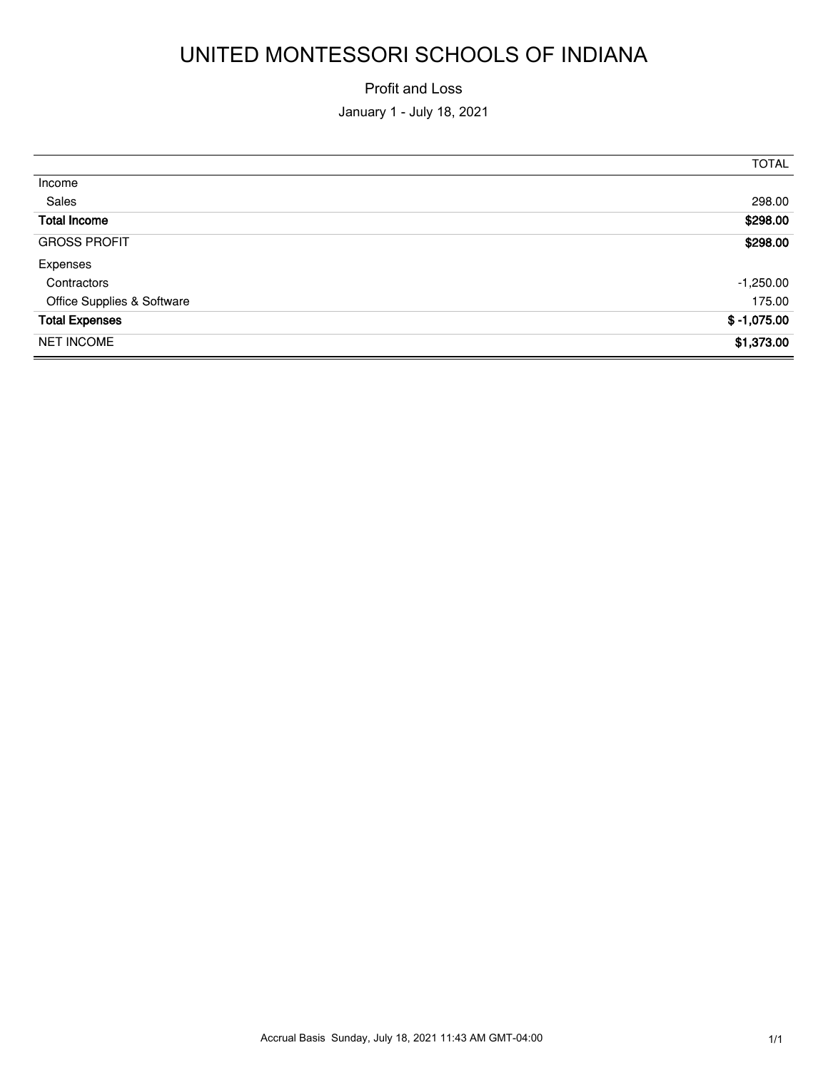# UNITED MONTESSORI SCHOOLS OF INDIANA

Profit and Loss

January 1 - July 18, 2021

| | TOTAL |
|---|---|
| Income | |
| Sales | 298.00 |
| **Total Income** | **$298.00** |
| GROSS PROFIT | **$298.00** |
| Expenses | |
| Contractors | -1,250.00 |
| Office Supplies & Software | 175.00 |
| **Total Expenses** | **$ -1,075.00** |
| NET INCOME | **$1,373.00** |

Accrual Basis Sunday, July 18, 2021 11:43 AM GMT-04:00